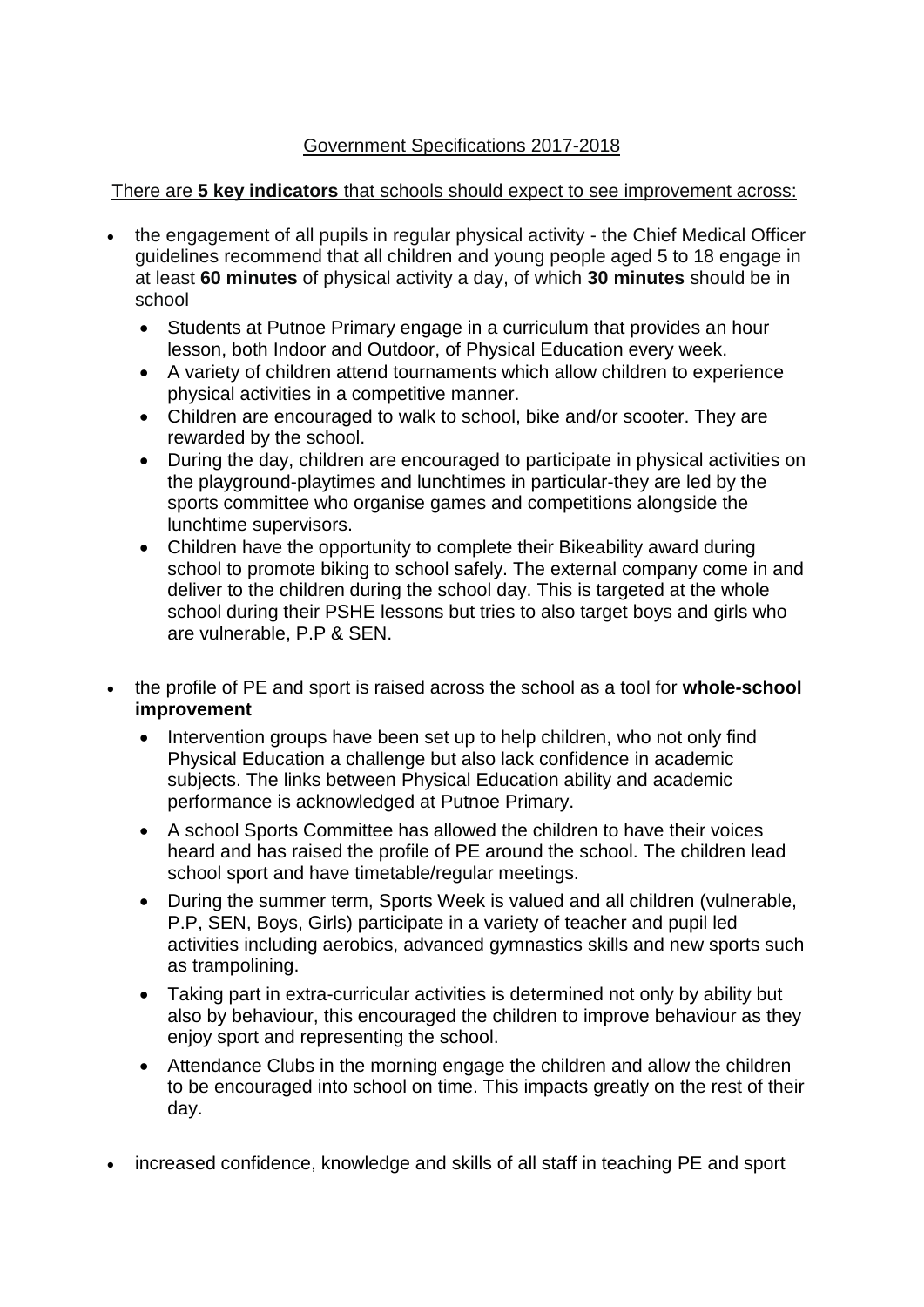<u>Government Specifications 2017-2018</u>

<u>There are **5 key indicators** that schools should expect to see improvement across:</u>

- the engagement of all pupils in regular physical activity - the Chief Medical Officer guidelines recommend that all children and young people aged 5 to 18 engage in at least **60 minutes** of physical activity a day, of which **30 minutes** should be in school
  - Students at Putnoe Primary engage in a curriculum that provides an hour lesson, both Indoor and Outdoor, of Physical Education every week.
  - A variety of children attend tournaments which allow children to experience physical activities in a competitive manner.
  - Children are encouraged to walk to school, bike and/or scooter. They are rewarded by the school.
  - During the day, children are encouraged to participate in physical activities on the playground-playtimes and lunchtimes in particular-they are led by the sports committee who organise games and competitions alongside the lunchtime supervisors.
  - Children have the opportunity to complete their Bikeability award during school to promote biking to school safely. The external company come in and deliver to the children during the school day. This is targeted at the whole school during their PSHE lessons but tries to also target boys and girls who are vulnerable, P.P & SEN.

- the profile of PE and sport is raised across the school as a tool for **whole-school improvement**
  - Intervention groups have been set up to help children, who not only find Physical Education a challenge but also lack confidence in academic subjects. The links between Physical Education ability and academic performance is acknowledged at Putnoe Primary.
  - A school Sports Committee has allowed the children to have their voices heard and has raised the profile of PE around the school. The children lead school sport and have timetable/regular meetings.
  - During the summer term, Sports Week is valued and all children (vulnerable, P.P, SEN, Boys, Girls) participate in a variety of teacher and pupil led activities including aerobics, advanced gymnastics skills and new sports such as trampolining.
  - Taking part in extra-curricular activities is determined not only by ability but also by behaviour, this encouraged the children to improve behaviour as they enjoy sport and representing the school.
  - Attendance Clubs in the morning engage the children and allow the children to be encouraged into school on time. This impacts greatly on the rest of their day.

- increased confidence, knowledge and skills of all staff in teaching PE and sport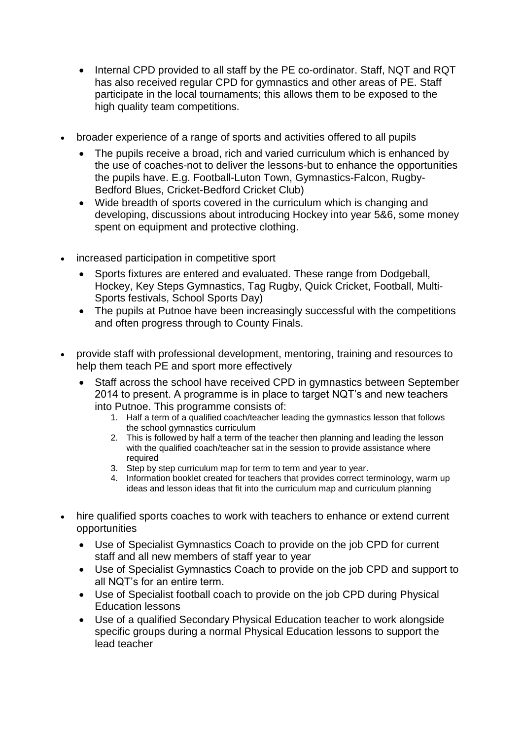- Internal CPD provided to all staff by the PE co-ordinator. Staff, NQT and RQT has also received regular CPD for gymnastics and other areas of PE. Staff participate in the local tournaments; this allows them to be exposed to the high quality team competitions.

- broader experience of a range of sports and activities offered to all pupils
  - The pupils receive a broad, rich and varied curriculum which is enhanced by the use of coaches-not to deliver the lessons-but to enhance the opportunities the pupils have. E.g. Football-Luton Town, Gymnastics-Falcon, Rugby-Bedford Blues, Cricket-Bedford Cricket Club)
  - Wide breadth of sports covered in the curriculum which is changing and developing, discussions about introducing Hockey into year 5&6, some money spent on equipment and protective clothing.

- increased participation in competitive sport
  - Sports fixtures are entered and evaluated. These range from Dodgeball, Hockey, Key Steps Gymnastics, Tag Rugby, Quick Cricket, Football, Multi-Sports festivals, School Sports Day)
  - The pupils at Putnoe have been increasingly successful with the competitions and often progress through to County Finals.

- provide staff with professional development, mentoring, training and resources to help them teach PE and sport more effectively
  - Staff across the school have received CPD in gymnastics between September 2014 to present. A programme is in place to target NQT's and new teachers into Putnoe. This programme consists of:
    1. Half a term of a qualified coach/teacher leading the gymnastics lesson that follows the school gymnastics curriculum
    2. This is followed by half a term of the teacher then planning and leading the lesson with the qualified coach/teacher sat in the session to provide assistance where required
    3. Step by step curriculum map for term to term and year to year.
    4. Information booklet created for teachers that provides correct terminology, warm up ideas and lesson ideas that fit into the curriculum map and curriculum planning

- hire qualified sports coaches to work with teachers to enhance or extend current opportunities
  - Use of Specialist Gymnastics Coach to provide on the job CPD for current staff and all new members of staff year to year
  - Use of Specialist Gymnastics Coach to provide on the job CPD and support to all NQT's for an entire term.
  - Use of Specialist football coach to provide on the job CPD during Physical Education lessons
  - Use of a qualified Secondary Physical Education teacher to work alongside specific groups during a normal Physical Education lessons to support the lead teacher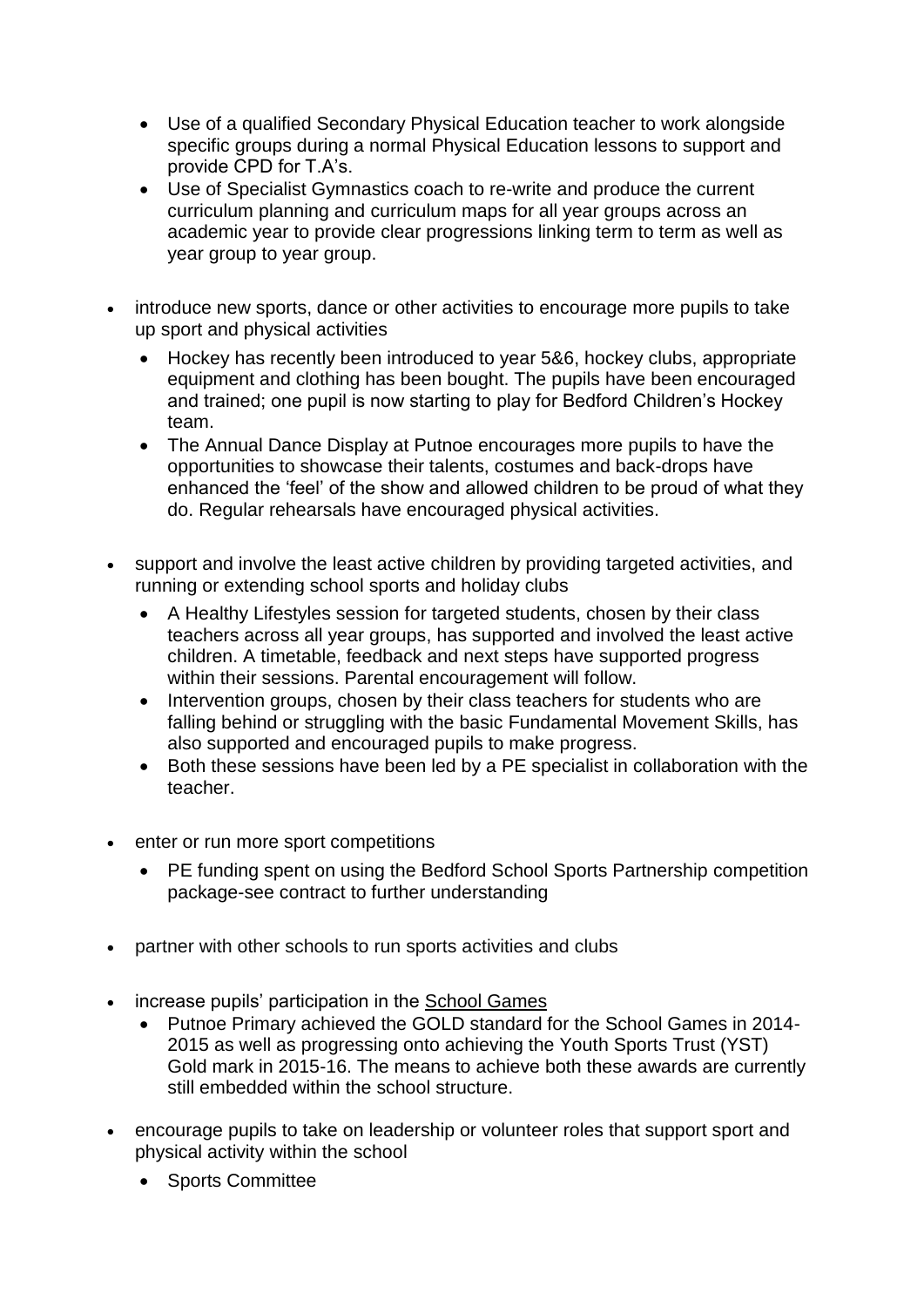- Use of a qualified Secondary Physical Education teacher to work alongside specific groups during a normal Physical Education lessons to support and provide CPD for T.A's.
- Use of Specialist Gymnastics coach to re-write and produce the current curriculum planning and curriculum maps for all year groups across an academic year to provide clear progressions linking term to term as well as year group to year group.

- introduce new sports, dance or other activities to encourage more pupils to take up sport and physical activities
  - Hockey has recently been introduced to year 5&6, hockey clubs, appropriate equipment and clothing has been bought. The pupils have been encouraged and trained; one pupil is now starting to play for Bedford Children's Hockey team.
  - The Annual Dance Display at Putnoe encourages more pupils to have the opportunities to showcase their talents, costumes and back-drops have enhanced the 'feel' of the show and allowed children to be proud of what they do. Regular rehearsals have encouraged physical activities.

- support and involve the least active children by providing targeted activities, and running or extending school sports and holiday clubs
  - A Healthy Lifestyles session for targeted students, chosen by their class teachers across all year groups, has supported and involved the least active children. A timetable, feedback and next steps have supported progress within their sessions. Parental encouragement will follow.
  - Intervention groups, chosen by their class teachers for students who are falling behind or struggling with the basic Fundamental Movement Skills, has also supported and encouraged pupils to make progress.
  - Both these sessions have been led by a PE specialist in collaboration with the teacher.

- enter or run more sport competitions
  - PE funding spent on using the Bedford School Sports Partnership competition package-see contract to further understanding

- partner with other schools to run sports activities and clubs

- increase pupils' participation in the School Games
  - Putnoe Primary achieved the GOLD standard for the School Games in 2014-2015 as well as progressing onto achieving the Youth Sports Trust (YST) Gold mark in 2015-16. The means to achieve both these awards are currently still embedded within the school structure.

- encourage pupils to take on leadership or volunteer roles that support sport and physical activity within the school
  - Sports Committee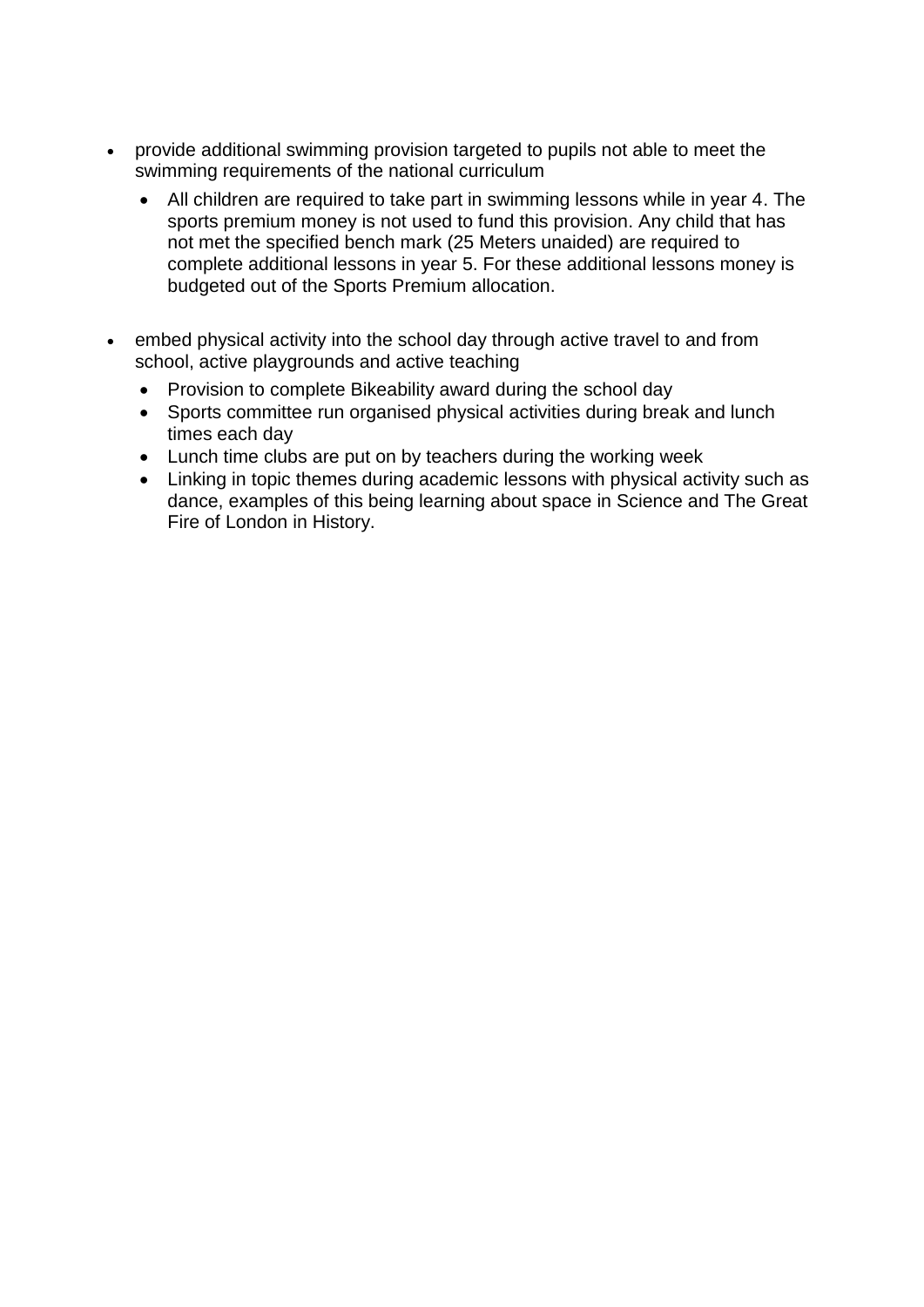- provide additional swimming provision targeted to pupils not able to meet the swimming requirements of the national curriculum
  - All children are required to take part in swimming lessons while in year 4. The sports premium money is not used to fund this provision. Any child that has not met the specified bench mark (25 Meters unaided) are required to complete additional lessons in year 5. For these additional lessons money is budgeted out of the Sports Premium allocation.

- embed physical activity into the school day through active travel to and from school, active playgrounds and active teaching
  - Provision to complete Bikeability award during the school day
  - Sports committee run organised physical activities during break and lunch times each day
  - Lunch time clubs are put on by teachers during the working week
  - Linking in topic themes during academic lessons with physical activity such as dance, examples of this being learning about space in Science and The Great Fire of London in History.